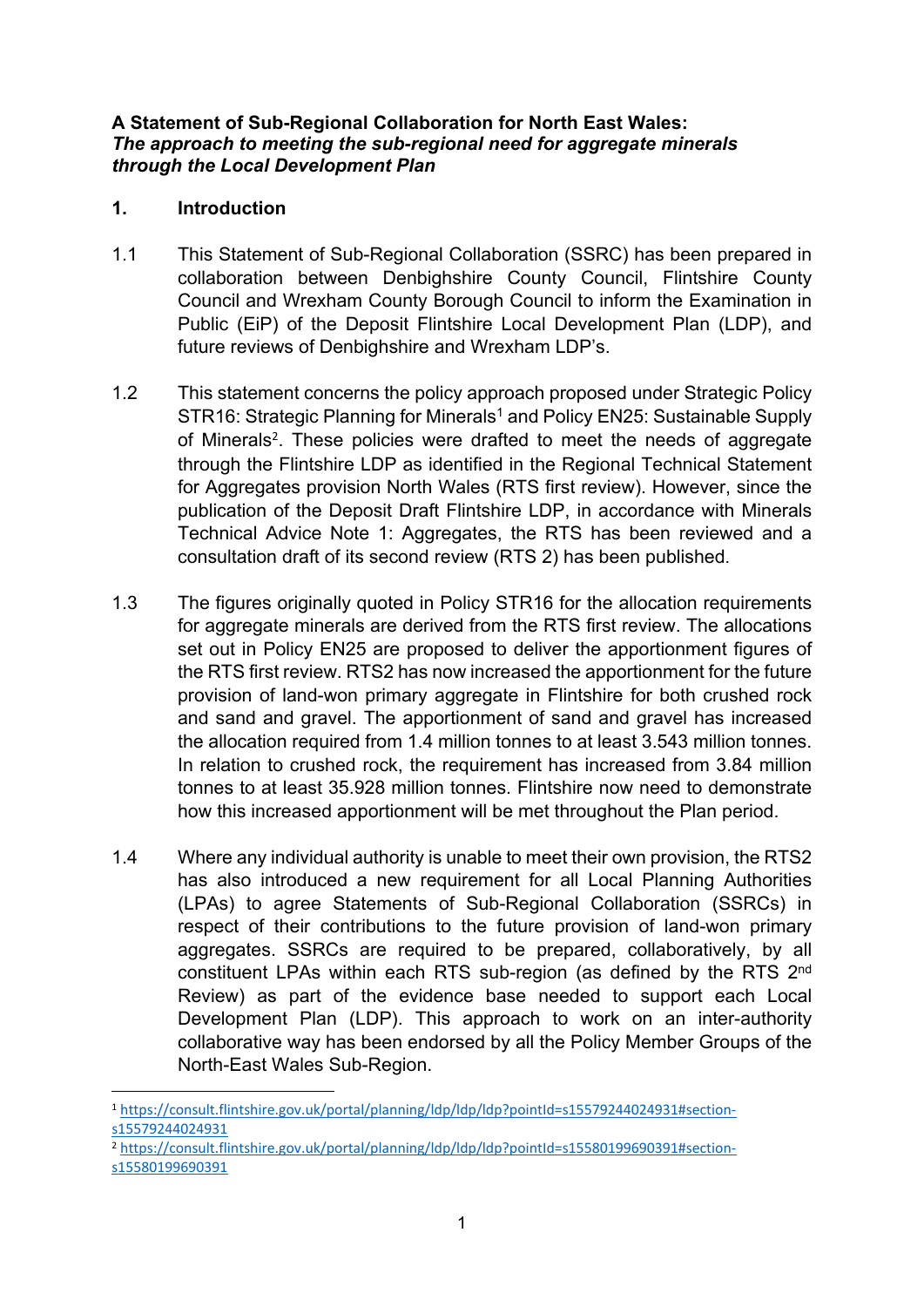**A Statement of Sub-Regional Collaboration for North East Wales:**
***The approach to meeting the sub-regional need for aggregate minerals through the Local Development Plan***

## 1. Introduction

1.1 This Statement of Sub-Regional Collaboration (SSRC) has been prepared in collaboration between Denbighshire County Council, Flintshire County Council and Wrexham County Borough Council to inform the Examination in Public (EiP) of the Deposit Flintshire Local Development Plan (LDP), and future reviews of Denbighshire and Wrexham LDP's.

1.2 This statement concerns the policy approach proposed under Strategic Policy STR16: Strategic Planning for Minerals[1] and Policy EN25: Sustainable Supply of Minerals[2]. These policies were drafted to meet the needs of aggregate through the Flintshire LDP as identified in the Regional Technical Statement for Aggregates provision North Wales (RTS first review). However, since the publication of the Deposit Draft Flintshire LDP, in accordance with Minerals Technical Advice Note 1: Aggregates, the RTS has been reviewed and a consultation draft of its second review (RTS 2) has been published.

1.3 The figures originally quoted in Policy STR16 for the allocation requirements for aggregate minerals are derived from the RTS first review. The allocations set out in Policy EN25 are proposed to deliver the apportionment figures of the RTS first review. RTS2 has now increased the apportionment for the future provision of land-won primary aggregate in Flintshire for both crushed rock and sand and gravel. The apportionment of sand and gravel has increased the allocation required from 1.4 million tonnes to at least 3.543 million tonnes. In relation to crushed rock, the requirement has increased from 3.84 million tonnes to at least 35.928 million tonnes. Flintshire now need to demonstrate how this increased apportionment will be met throughout the Plan period.

1.4 Where any individual authority is unable to meet their own provision, the RTS2 has also introduced a new requirement for all Local Planning Authorities (LPAs) to agree Statements of Sub-Regional Collaboration (SSRCs) in respect of their contributions to the future provision of land-won primary aggregates. SSRCs are required to be prepared, collaboratively, by all constituent LPAs within each RTS sub-region (as defined by the RTS 2nd Review) as part of the evidence base needed to support each Local Development Plan (LDP). This approach to work on an inter-authority collaborative way has been endorsed by all the Policy Member Groups of the North-East Wales Sub-Region.

---

[1] https://consult.flintshire.gov.uk/portal/planning/ldp/ldp/ldp?pointId=s15579244024931#section-s15579244024931

[2] https://consult.flintshire.gov.uk/portal/planning/ldp/ldp/ldp?pointId=s15580199690391#section-s15580199690391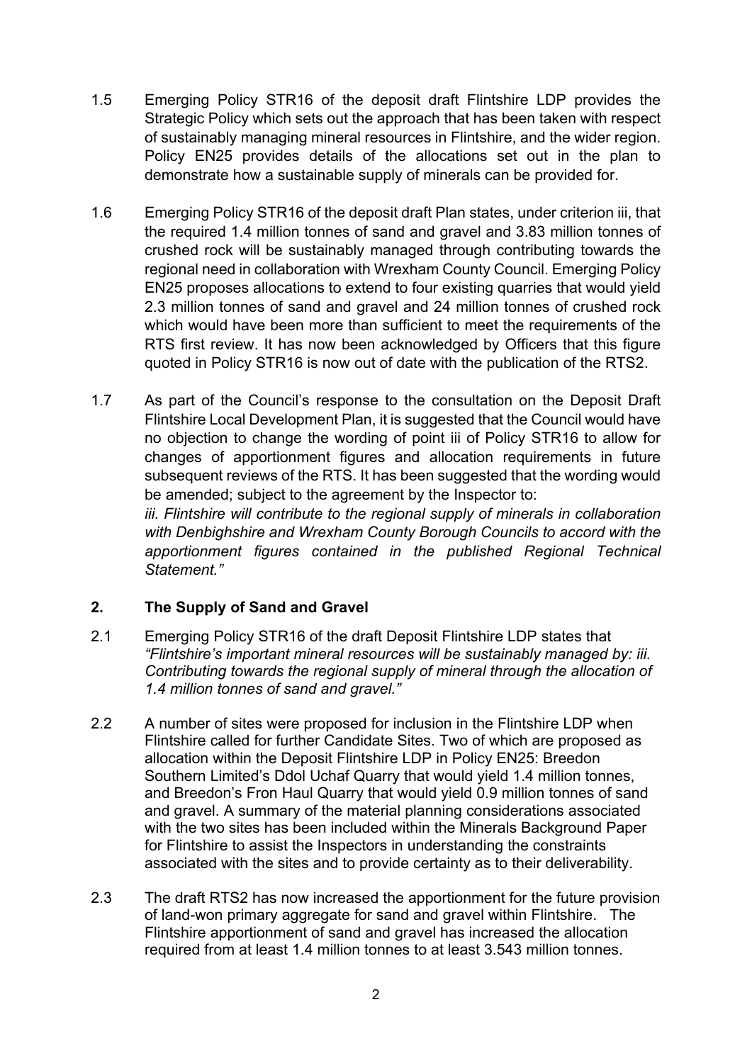1.5 Emerging Policy STR16 of the deposit draft Flintshire LDP provides the Strategic Policy which sets out the approach that has been taken with respect of sustainably managing mineral resources in Flintshire, and the wider region. Policy EN25 provides details of the allocations set out in the plan to demonstrate how a sustainable supply of minerals can be provided for.

1.6 Emerging Policy STR16 of the deposit draft Plan states, under criterion iii, that the required 1.4 million tonnes of sand and gravel and 3.83 million tonnes of crushed rock will be sustainably managed through contributing towards the regional need in collaboration with Wrexham County Council. Emerging Policy EN25 proposes allocations to extend to four existing quarries that would yield 2.3 million tonnes of sand and gravel and 24 million tonnes of crushed rock which would have been more than sufficient to meet the requirements of the RTS first review. It has now been acknowledged by Officers that this figure quoted in Policy STR16 is now out of date with the publication of the RTS2.

1.7 As part of the Council's response to the consultation on the Deposit Draft Flintshire Local Development Plan, it is suggested that the Council would have no objection to change the wording of point iii of Policy STR16 to allow for changes of apportionment figures and allocation requirements in future subsequent reviews of the RTS. It has been suggested that the wording would be amended; subject to the agreement by the Inspector to:
*iii. Flintshire will contribute to the regional supply of minerals in collaboration with Denbighshire and Wrexham County Borough Councils to accord with the apportionment figures contained in the published Regional Technical Statement."*

## 2. The Supply of Sand and Gravel

2.1 Emerging Policy STR16 of the draft Deposit Flintshire LDP states that *"Flintshire's important mineral resources will be sustainably managed by: iii. Contributing towards the regional supply of mineral through the allocation of 1.4 million tonnes of sand and gravel."*

2.2 A number of sites were proposed for inclusion in the Flintshire LDP when Flintshire called for further Candidate Sites. Two of which are proposed as allocation within the Deposit Flintshire LDP in Policy EN25: Breedon Southern Limited's Ddol Uchaf Quarry that would yield 1.4 million tonnes, and Breedon's Fron Haul Quarry that would yield 0.9 million tonnes of sand and gravel. A summary of the material planning considerations associated with the two sites has been included within the Minerals Background Paper for Flintshire to assist the Inspectors in understanding the constraints associated with the sites and to provide certainty as to their deliverability.

2.3 The draft RTS2 has now increased the apportionment for the future provision of land-won primary aggregate for sand and gravel within Flintshire. The Flintshire apportionment of sand and gravel has increased the allocation required from at least 1.4 million tonnes to at least 3.543 million tonnes.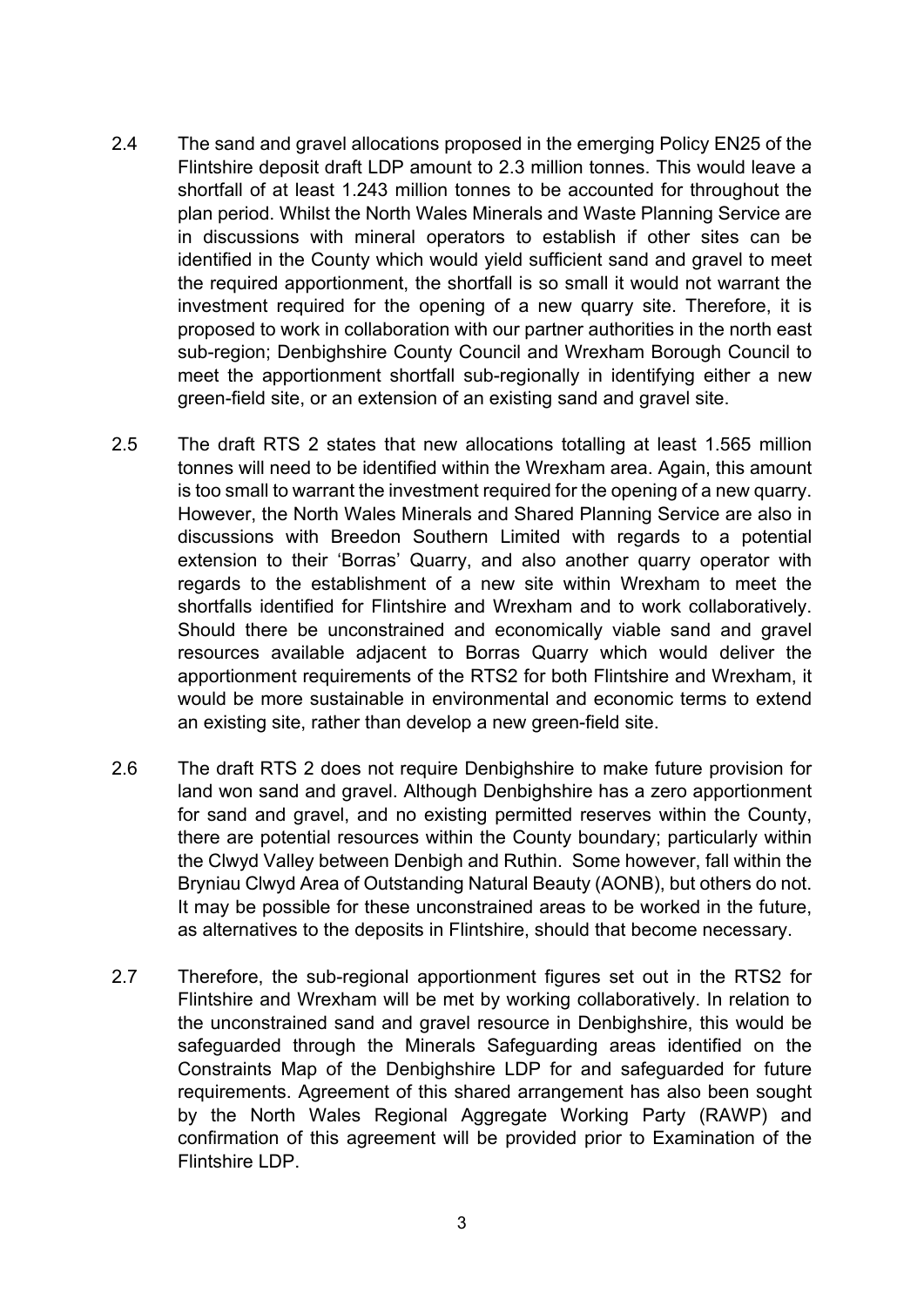2.4 The sand and gravel allocations proposed in the emerging Policy EN25 of the Flintshire deposit draft LDP amount to 2.3 million tonnes. This would leave a shortfall of at least 1.243 million tonnes to be accounted for throughout the plan period. Whilst the North Wales Minerals and Waste Planning Service are in discussions with mineral operators to establish if other sites can be identified in the County which would yield sufficient sand and gravel to meet the required apportionment, the shortfall is so small it would not warrant the investment required for the opening of a new quarry site. Therefore, it is proposed to work in collaboration with our partner authorities in the north east sub-region; Denbighshire County Council and Wrexham Borough Council to meet the apportionment shortfall sub-regionally in identifying either a new green-field site, or an extension of an existing sand and gravel site.

2.5 The draft RTS 2 states that new allocations totalling at least 1.565 million tonnes will need to be identified within the Wrexham area. Again, this amount is too small to warrant the investment required for the opening of a new quarry. However, the North Wales Minerals and Shared Planning Service are also in discussions with Breedon Southern Limited with regards to a potential extension to their 'Borras' Quarry, and also another quarry operator with regards to the establishment of a new site within Wrexham to meet the shortfalls identified for Flintshire and Wrexham and to work collaboratively. Should there be unconstrained and economically viable sand and gravel resources available adjacent to Borras Quarry which would deliver the apportionment requirements of the RTS2 for both Flintshire and Wrexham, it would be more sustainable in environmental and economic terms to extend an existing site, rather than develop a new green-field site.

2.6 The draft RTS 2 does not require Denbighshire to make future provision for land won sand and gravel. Although Denbighshire has a zero apportionment for sand and gravel, and no existing permitted reserves within the County, there are potential resources within the County boundary; particularly within the Clwyd Valley between Denbigh and Ruthin. Some however, fall within the Bryniau Clwyd Area of Outstanding Natural Beauty (AONB), but others do not. It may be possible for these unconstrained areas to be worked in the future, as alternatives to the deposits in Flintshire, should that become necessary.

2.7 Therefore, the sub-regional apportionment figures set out in the RTS2 for Flintshire and Wrexham will be met by working collaboratively. In relation to the unconstrained sand and gravel resource in Denbighshire, this would be safeguarded through the Minerals Safeguarding areas identified on the Constraints Map of the Denbighshire LDP for and safeguarded for future requirements. Agreement of this shared arrangement has also been sought by the North Wales Regional Aggregate Working Party (RAWP) and confirmation of this agreement will be provided prior to Examination of the Flintshire LDP.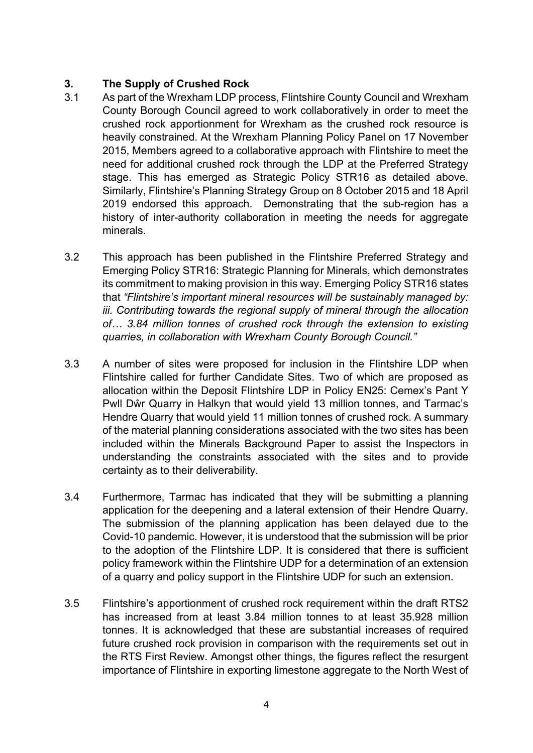## 3. The Supply of Crushed Rock

3.1 As part of the Wrexham LDP process, Flintshire County Council and Wrexham County Borough Council agreed to work collaboratively in order to meet the crushed rock apportionment for Wrexham as the crushed rock resource is heavily constrained. At the Wrexham Planning Policy Panel on 17 November 2015, Members agreed to a collaborative approach with Flintshire to meet the need for additional crushed rock through the LDP at the Preferred Strategy stage. This has emerged as Strategic Policy STR16 as detailed above. Similarly, Flintshire's Planning Strategy Group on 8 October 2015 and 18 April 2019 endorsed this approach. Demonstrating that the sub-region has a history of inter-authority collaboration in meeting the needs for aggregate minerals.

3.2 This approach has been published in the Flintshire Preferred Strategy and Emerging Policy STR16: Strategic Planning for Minerals, which demonstrates its commitment to making provision in this way. Emerging Policy STR16 states that *"Flintshire's important mineral resources will be sustainably managed by: iii. Contributing towards the regional supply of mineral through the allocation of… 3.84 million tonnes of crushed rock through the extension to existing quarries, in collaboration with Wrexham County Borough Council."*

3.3 A number of sites were proposed for inclusion in the Flintshire LDP when Flintshire called for further Candidate Sites. Two of which are proposed as allocation within the Deposit Flintshire LDP in Policy EN25: Cemex's Pant Y Pwll Dŵr Quarry in Halkyn that would yield 13 million tonnes, and Tarmac's Hendre Quarry that would yield 11 million tonnes of crushed rock. A summary of the material planning considerations associated with the two sites has been included within the Minerals Background Paper to assist the Inspectors in understanding the constraints associated with the sites and to provide certainty as to their deliverability.

3.4 Furthermore, Tarmac has indicated that they will be submitting a planning application for the deepening and a lateral extension of their Hendre Quarry. The submission of the planning application has been delayed due to the Covid-10 pandemic. However, it is understood that the submission will be prior to the adoption of the Flintshire LDP. It is considered that there is sufficient policy framework within the Flintshire UDP for a determination of an extension of a quarry and policy support in the Flintshire UDP for such an extension.

3.5 Flintshire's apportionment of crushed rock requirement within the draft RTS2 has increased from at least 3.84 million tonnes to at least 35.928 million tonnes. It is acknowledged that these are substantial increases of required future crushed rock provision in comparison with the requirements set out in the RTS First Review. Amongst other things, the figures reflect the resurgent importance of Flintshire in exporting limestone aggregate to the North West of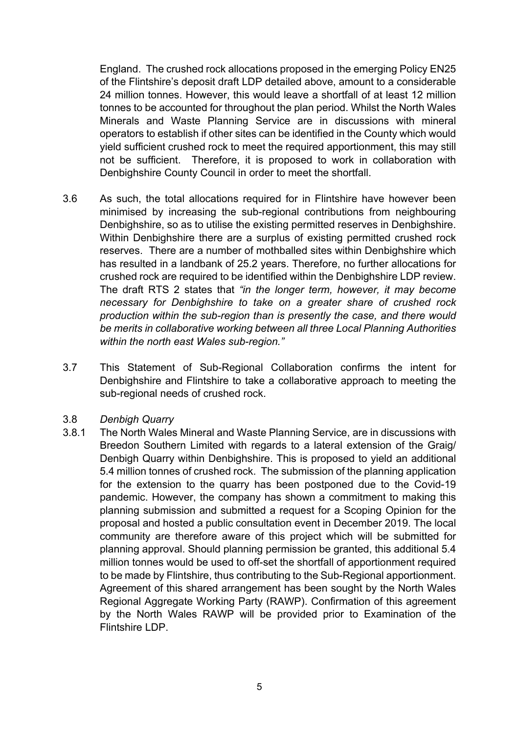England. The crushed rock allocations proposed in the emerging Policy EN25 of the Flintshire's deposit draft LDP detailed above, amount to a considerable 24 million tonnes. However, this would leave a shortfall of at least 12 million tonnes to be accounted for throughout the plan period. Whilst the North Wales Minerals and Waste Planning Service are in discussions with mineral operators to establish if other sites can be identified in the County which would yield sufficient crushed rock to meet the required apportionment, this may still not be sufficient. Therefore, it is proposed to work in collaboration with Denbighshire County Council in order to meet the shortfall.

3.6 As such, the total allocations required for in Flintshire have however been minimised by increasing the sub-regional contributions from neighbouring Denbighshire, so as to utilise the existing permitted reserves in Denbighshire. Within Denbighshire there are a surplus of existing permitted crushed rock reserves. There are a number of mothballed sites within Denbighshire which has resulted in a landbank of 25.2 years. Therefore, no further allocations for crushed rock are required to be identified within the Denbighshire LDP review. The draft RTS 2 states that *"in the longer term, however, it may become necessary for Denbighshire to take on a greater share of crushed rock production within the sub-region than is presently the case, and there would be merits in collaborative working between all three Local Planning Authorities within the north east Wales sub-region."*

3.7 This Statement of Sub-Regional Collaboration confirms the intent for Denbighshire and Flintshire to take a collaborative approach to meeting the sub-regional needs of crushed rock.

3.8 *Denbigh Quarry*

3.8.1 The North Wales Mineral and Waste Planning Service, are in discussions with Breedon Southern Limited with regards to a lateral extension of the Graig/ Denbigh Quarry within Denbighshire. This is proposed to yield an additional 5.4 million tonnes of crushed rock. The submission of the planning application for the extension to the quarry has been postponed due to the Covid-19 pandemic. However, the company has shown a commitment to making this planning submission and submitted a request for a Scoping Opinion for the proposal and hosted a public consultation event in December 2019. The local community are therefore aware of this project which will be submitted for planning approval. Should planning permission be granted, this additional 5.4 million tonnes would be used to off-set the shortfall of apportionment required to be made by Flintshire, thus contributing to the Sub-Regional apportionment. Agreement of this shared arrangement has been sought by the North Wales Regional Aggregate Working Party (RAWP). Confirmation of this agreement by the North Wales RAWP will be provided prior to Examination of the Flintshire LDP.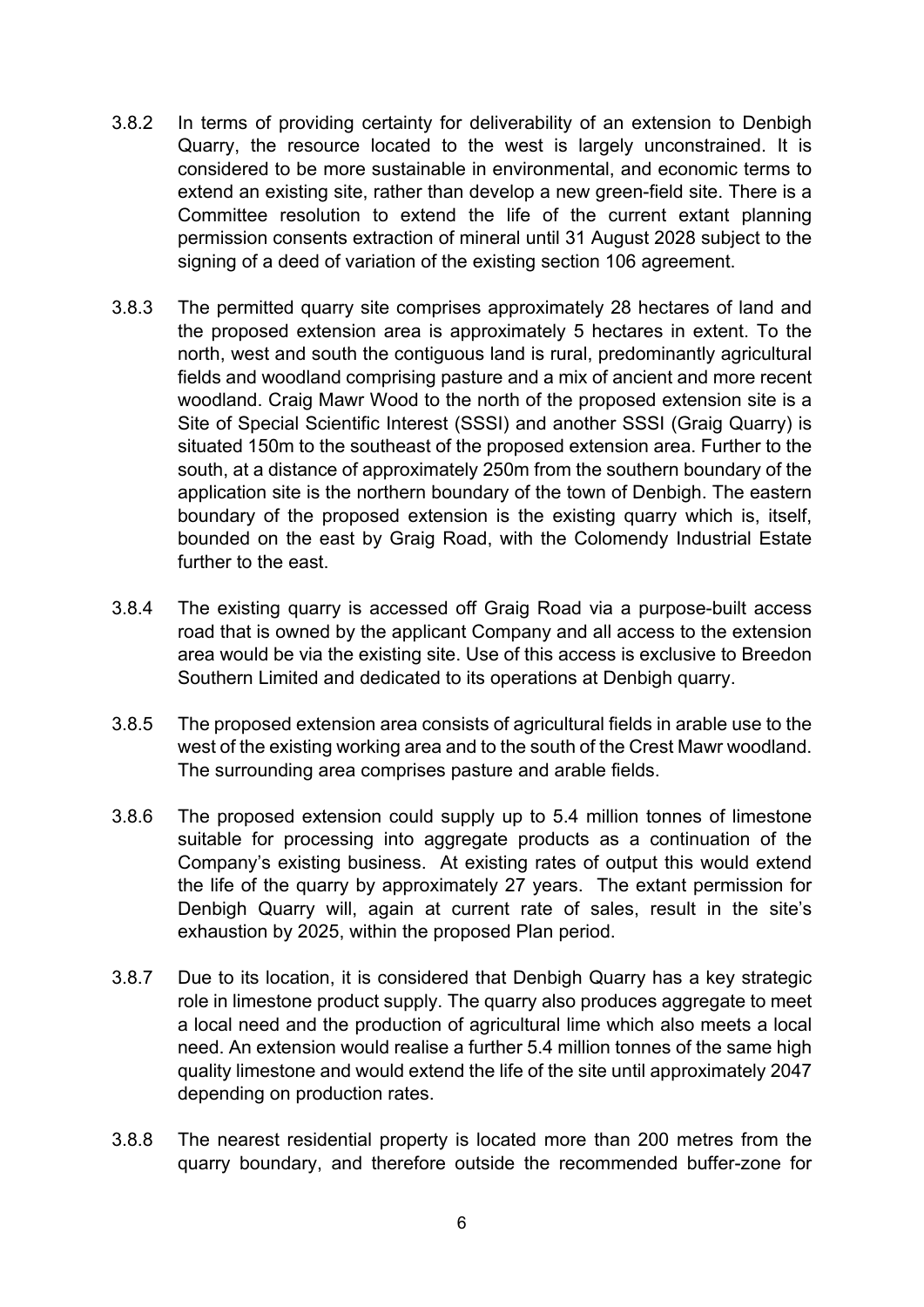3.8.2 In terms of providing certainty for deliverability of an extension to Denbigh Quarry, the resource located to the west is largely unconstrained. It is considered to be more sustainable in environmental, and economic terms to extend an existing site, rather than develop a new green-field site. There is a Committee resolution to extend the life of the current extant planning permission consents extraction of mineral until 31 August 2028 subject to the signing of a deed of variation of the existing section 106 agreement.

3.8.3 The permitted quarry site comprises approximately 28 hectares of land and the proposed extension area is approximately 5 hectares in extent. To the north, west and south the contiguous land is rural, predominantly agricultural fields and woodland comprising pasture and a mix of ancient and more recent woodland. Craig Mawr Wood to the north of the proposed extension site is a Site of Special Scientific Interest (SSSI) and another SSSI (Graig Quarry) is situated 150m to the southeast of the proposed extension area. Further to the south, at a distance of approximately 250m from the southern boundary of the application site is the northern boundary of the town of Denbigh. The eastern boundary of the proposed extension is the existing quarry which is, itself, bounded on the east by Graig Road, with the Colomendy Industrial Estate further to the east.

3.8.4 The existing quarry is accessed off Graig Road via a purpose-built access road that is owned by the applicant Company and all access to the extension area would be via the existing site. Use of this access is exclusive to Breedon Southern Limited and dedicated to its operations at Denbigh quarry.

3.8.5 The proposed extension area consists of agricultural fields in arable use to the west of the existing working area and to the south of the Crest Mawr woodland. The surrounding area comprises pasture and arable fields.

3.8.6 The proposed extension could supply up to 5.4 million tonnes of limestone suitable for processing into aggregate products as a continuation of the Company's existing business. At existing rates of output this would extend the life of the quarry by approximately 27 years. The extant permission for Denbigh Quarry will, again at current rate of sales, result in the site's exhaustion by 2025, within the proposed Plan period.

3.8.7 Due to its location, it is considered that Denbigh Quarry has a key strategic role in limestone product supply. The quarry also produces aggregate to meet a local need and the production of agricultural lime which also meets a local need. An extension would realise a further 5.4 million tonnes of the same high quality limestone and would extend the life of the site until approximately 2047 depending on production rates.

3.8.8 The nearest residential property is located more than 200 metres from the quarry boundary, and therefore outside the recommended buffer-zone for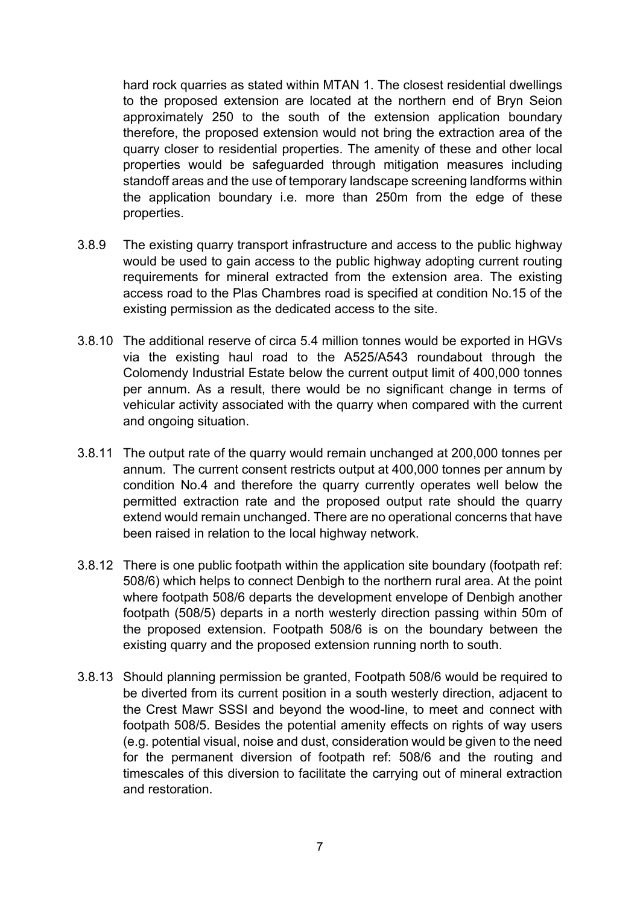hard rock quarries as stated within MTAN 1. The closest residential dwellings to the proposed extension are located at the northern end of Bryn Seion approximately 250 to the south of the extension application boundary therefore, the proposed extension would not bring the extraction area of the quarry closer to residential properties. The amenity of these and other local properties would be safeguarded through mitigation measures including standoff areas and the use of temporary landscape screening landforms within the application boundary i.e. more than 250m from the edge of these properties.

3.8.9 The existing quarry transport infrastructure and access to the public highway would be used to gain access to the public highway adopting current routing requirements for mineral extracted from the extension area. The existing access road to the Plas Chambres road is specified at condition No.15 of the existing permission as the dedicated access to the site.

3.8.10 The additional reserve of circa 5.4 million tonnes would be exported in HGVs via the existing haul road to the A525/A543 roundabout through the Colomendy Industrial Estate below the current output limit of 400,000 tonnes per annum. As a result, there would be no significant change in terms of vehicular activity associated with the quarry when compared with the current and ongoing situation.

3.8.11 The output rate of the quarry would remain unchanged at 200,000 tonnes per annum. The current consent restricts output at 400,000 tonnes per annum by condition No.4 and therefore the quarry currently operates well below the permitted extraction rate and the proposed output rate should the quarry extend would remain unchanged. There are no operational concerns that have been raised in relation to the local highway network.

3.8.12 There is one public footpath within the application site boundary (footpath ref: 508/6) which helps to connect Denbigh to the northern rural area. At the point where footpath 508/6 departs the development envelope of Denbigh another footpath (508/5) departs in a north westerly direction passing within 50m of the proposed extension. Footpath 508/6 is on the boundary between the existing quarry and the proposed extension running north to south.

3.8.13 Should planning permission be granted, Footpath 508/6 would be required to be diverted from its current position in a south westerly direction, adjacent to the Crest Mawr SSSI and beyond the wood-line, to meet and connect with footpath 508/5. Besides the potential amenity effects on rights of way users (e.g. potential visual, noise and dust, consideration would be given to the need for the permanent diversion of footpath ref: 508/6 and the routing and timescales of this diversion to facilitate the carrying out of mineral extraction and restoration.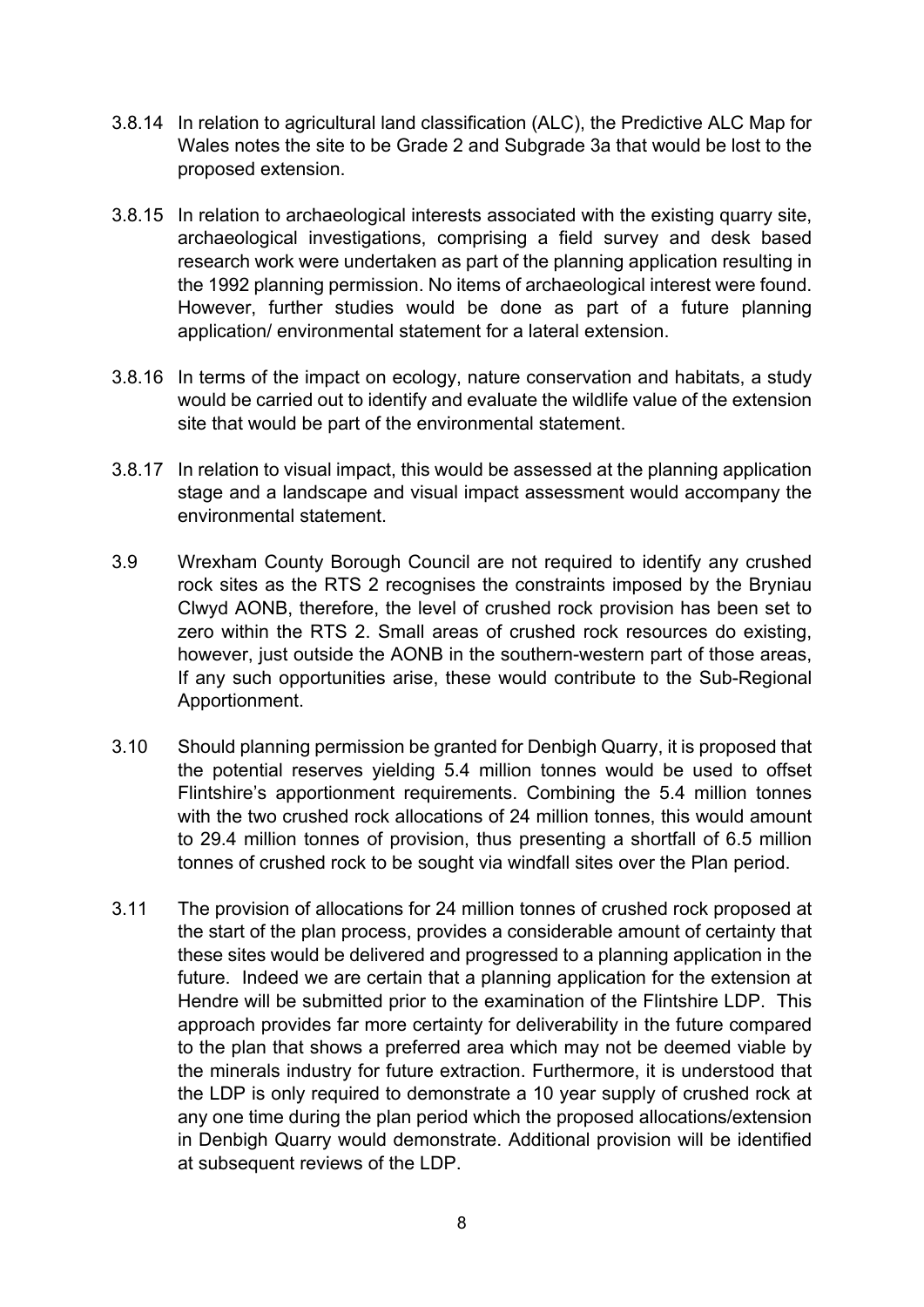3.8.14 In relation to agricultural land classification (ALC), the Predictive ALC Map for Wales notes the site to be Grade 2 and Subgrade 3a that would be lost to the proposed extension.

3.8.15 In relation to archaeological interests associated with the existing quarry site, archaeological investigations, comprising a field survey and desk based research work were undertaken as part of the planning application resulting in the 1992 planning permission. No items of archaeological interest were found. However, further studies would be done as part of a future planning application/ environmental statement for a lateral extension.

3.8.16 In terms of the impact on ecology, nature conservation and habitats, a study would be carried out to identify and evaluate the wildlife value of the extension site that would be part of the environmental statement.

3.8.17 In relation to visual impact, this would be assessed at the planning application stage and a landscape and visual impact assessment would accompany the environmental statement.

3.9 Wrexham County Borough Council are not required to identify any crushed rock sites as the RTS 2 recognises the constraints imposed by the Bryniau Clwyd AONB, therefore, the level of crushed rock provision has been set to zero within the RTS 2. Small areas of crushed rock resources do existing, however, just outside the AONB in the southern-western part of those areas, If any such opportunities arise, these would contribute to the Sub-Regional Apportionment.

3.10 Should planning permission be granted for Denbigh Quarry, it is proposed that the potential reserves yielding 5.4 million tonnes would be used to offset Flintshire's apportionment requirements. Combining the 5.4 million tonnes with the two crushed rock allocations of 24 million tonnes, this would amount to 29.4 million tonnes of provision, thus presenting a shortfall of 6.5 million tonnes of crushed rock to be sought via windfall sites over the Plan period.

3.11 The provision of allocations for 24 million tonnes of crushed rock proposed at the start of the plan process, provides a considerable amount of certainty that these sites would be delivered and progressed to a planning application in the future. Indeed we are certain that a planning application for the extension at Hendre will be submitted prior to the examination of the Flintshire LDP. This approach provides far more certainty for deliverability in the future compared to the plan that shows a preferred area which may not be deemed viable by the minerals industry for future extraction. Furthermore, it is understood that the LDP is only required to demonstrate a 10 year supply of crushed rock at any one time during the plan period which the proposed allocations/extension in Denbigh Quarry would demonstrate. Additional provision will be identified at subsequent reviews of the LDP.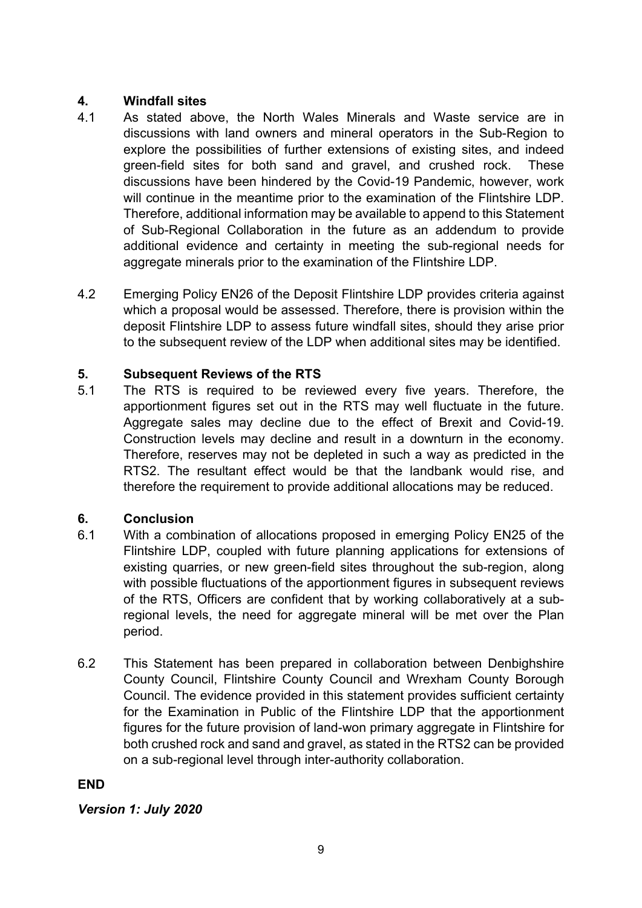## 4. Windfall sites

4.1 As stated above, the North Wales Minerals and Waste service are in discussions with land owners and mineral operators in the Sub-Region to explore the possibilities of further extensions of existing sites, and indeed green-field sites for both sand and gravel, and crushed rock. These discussions have been hindered by the Covid-19 Pandemic, however, work will continue in the meantime prior to the examination of the Flintshire LDP. Therefore, additional information may be available to append to this Statement of Sub-Regional Collaboration in the future as an addendum to provide additional evidence and certainty in meeting the sub-regional needs for aggregate minerals prior to the examination of the Flintshire LDP.

4.2 Emerging Policy EN26 of the Deposit Flintshire LDP provides criteria against which a proposal would be assessed. Therefore, there is provision within the deposit Flintshire LDP to assess future windfall sites, should they arise prior to the subsequent review of the LDP when additional sites may be identified.

## 5. Subsequent Reviews of the RTS

5.1 The RTS is required to be reviewed every five years. Therefore, the apportionment figures set out in the RTS may well fluctuate in the future. Aggregate sales may decline due to the effect of Brexit and Covid-19. Construction levels may decline and result in a downturn in the economy. Therefore, reserves may not be depleted in such a way as predicted in the RTS2. The resultant effect would be that the landbank would rise, and therefore the requirement to provide additional allocations may be reduced.

## 6. Conclusion

6.1 With a combination of allocations proposed in emerging Policy EN25 of the Flintshire LDP, coupled with future planning applications for extensions of existing quarries, or new green-field sites throughout the sub-region, along with possible fluctuations of the apportionment figures in subsequent reviews of the RTS, Officers are confident that by working collaboratively at a sub-regional levels, the need for aggregate mineral will be met over the Plan period.

6.2 This Statement has been prepared in collaboration between Denbighshire County Council, Flintshire County Council and Wrexham County Borough Council. The evidence provided in this statement provides sufficient certainty for the Examination in Public of the Flintshire LDP that the apportionment figures for the future provision of land-won primary aggregate in Flintshire for both crushed rock and sand and gravel, as stated in the RTS2 can be provided on a sub-regional level through inter-authority collaboration.

**END**

***Version 1: July 2020***